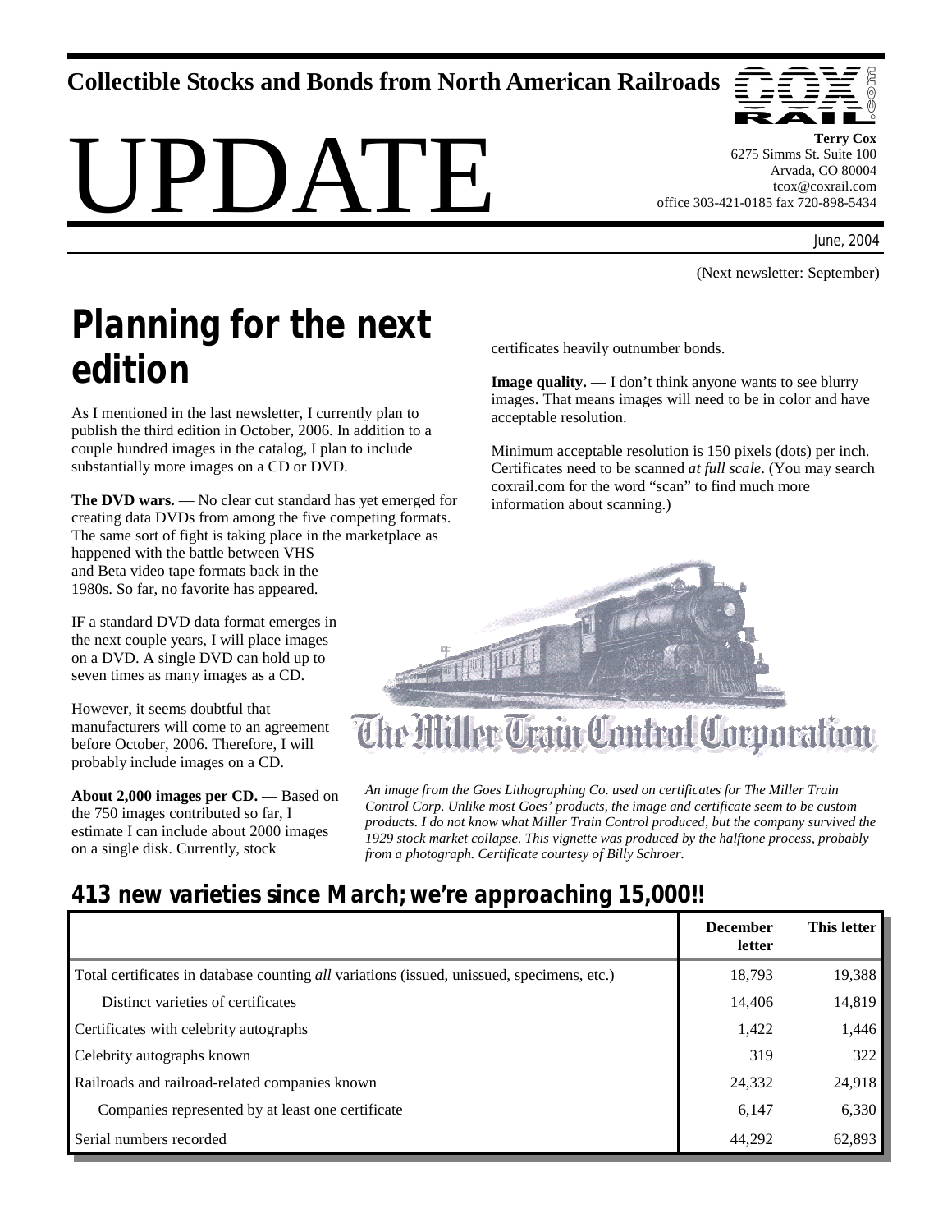**Collectible Stocks and Bonds from North American Railroads**

# UPDATE

**Terry Cox**
6275 Simms St. Suite 100
Arvada, CO 80004
tcox@coxrail.com
office 303-421-0185 fax 720-898-5434

June, 2004

(Next newsletter: September)

## Planning for the next edition

As I mentioned in the last newsletter, I currently plan to publish the third edition in October, 2006. In addition to a couple hundred images in the catalog, I plan to include substantially more images on a CD or DVD.

**The DVD wars.** — No clear cut standard has yet emerged for creating data DVDs from among the five competing formats. The same sort of fight is taking place in the marketplace as happened with the battle between VHS and Beta video tape formats back in the 1980s. So far, no favorite has appeared.

IF a standard DVD data format emerges in the next couple years, I will place images on a DVD. A single DVD can hold up to seven times as many images as a CD.

However, it seems doubtful that manufacturers will come to an agreement before October, 2006. Therefore, I will probably include images on a CD.

**About 2,000 images per CD.** — Based on the 750 images contributed so far, I estimate I can include about 2000 images on a single disk. Currently, stock certificates heavily outnumber bonds.

**Image quality.** — I don't think anyone wants to see blurry images. That means images will need to be in color and have acceptable resolution.

Minimum acceptable resolution is 150 pixels (dots) per inch. Certificates need to be scanned *at full scale*. (You may search coxrail.com for the word "scan" to find much more information about scanning.)

*An image from the Goes Lithographing Co. used on certificates for The Miller Train Control Corp. Unlike most Goes' products, the image and certificate seem to be custom products. I do not know what Miller Train Control produced, but the company survived the 1929 stock market collapse. This vignette was produced by the halftone process, probably from a photograph. Certificate courtesy of Billy Schroer.*

## 413 new varieties since March; we're approaching 15,000!!

| | December letter | This letter |
|---|---|---|
| Total certificates in database counting *all* variations (issued, unissued, specimens, etc.) | 18,793 | 19,388 |
| Distinct varieties of certificates | 14,406 | 14,819 |
| Certificates with celebrity autographs | 1,422 | 1,446 |
| Celebrity autographs known | 319 | 322 |
| Railroads and railroad-related companies known | 24,332 | 24,918 |
| Companies represented by at least one certificate | 6,147 | 6,330 |
| Serial numbers recorded | 44,292 | 62,893 |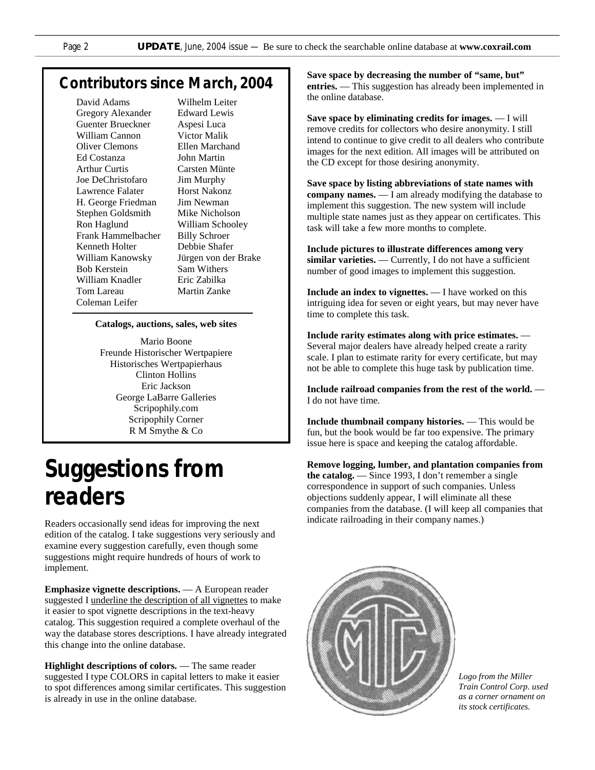## Contributors since March, 2004

David Adams
Gregory Alexander
Guenter Brueckner
William Cannon
Oliver Clemons
Ed Costanza
Arthur Curtis
Joe DeChristofaro
Lawrence Falater
H. George Friedman
Stephen Goldsmith
Ron Haglund
Frank Hammelbacher
Kenneth Holter
William Kanowsky
Bob Kerstein
William Knadler
Tom Lareau
Coleman Leifer
Wilhelm Leiter
Edward Lewis
Aspesi Luca
Victor Malik
Ellen Marchand
John Martin
Carsten Münte
Jim Murphy
Horst Nakonz
Jim Newman
Mike Nicholson
William Schooley
Billy Schroer
Debbie Shafer
Jürgen von der Brake
Sam Withers
Eric Zabilka
Martin Zanke

**Catalogs, auctions, sales, web sites**

Mario Boone
Freunde Historischer Wertpapiere
Historisches Wertpapierhaus
Clinton Hollins
Eric Jackson
George LaBarre Galleries
Scripophily.com
Scripophily Corner
R M Smythe & Co

# Suggestions from readers

Readers occasionally send ideas for improving the next edition of the catalog. I take suggestions very seriously and examine every suggestion carefully, even though some suggestions might require hundreds of hours of work to implement.

**Emphasize vignette descriptions.** — A European reader suggested I underline the description of all vignettes to make it easier to spot vignette descriptions in the text-heavy catalog. This suggestion required a complete overhaul of the way the database stores descriptions. I have already integrated this change into the online database.

**Highlight descriptions of colors.** — The same reader suggested I type COLORS in capital letters to make it easier to spot differences among similar certificates. This suggestion is already in use in the online database.

**Save space by decreasing the number of "same, but" entries.** — This suggestion has already been implemented in the online database.

**Save space by eliminating credits for images.** — I will remove credits for collectors who desire anonymity. I still intend to continue to give credit to all dealers who contribute images for the next edition. All images will be attributed on the CD except for those desiring anonymity.

**Save space by listing abbreviations of state names with company names.** — I am already modifying the database to implement this suggestion. The new system will include multiple state names just as they appear on certificates. This task will take a few more months to complete.

**Include pictures to illustrate differences among very similar varieties.** — Currently, I do not have a sufficient number of good images to implement this suggestion.

**Include an index to vignettes.** — I have worked on this intriguing idea for seven or eight years, but may never have time to complete this task.

**Include rarity estimates along with price estimates.** — Several major dealers have already helped create a rarity scale. I plan to estimate rarity for every certificate, but may not be able to complete this huge task by publication time.

**Include railroad companies from the rest of the world.** — I do not have time.

**Include thumbnail company histories.** — This would be fun, but the book would be far too expensive. The primary issue here is space and keeping the catalog affordable.

**Remove logging, lumber, and plantation companies from the catalog.** — Since 1993, I don't remember a single correspondence in support of such companies. Unless objections suddenly appear, I will eliminate all these companies from the database. (I will keep all companies that indicate railroading in their company names.)

*Logo from the Miller Train Control Corp. used as a corner ornament on its stock certificates.*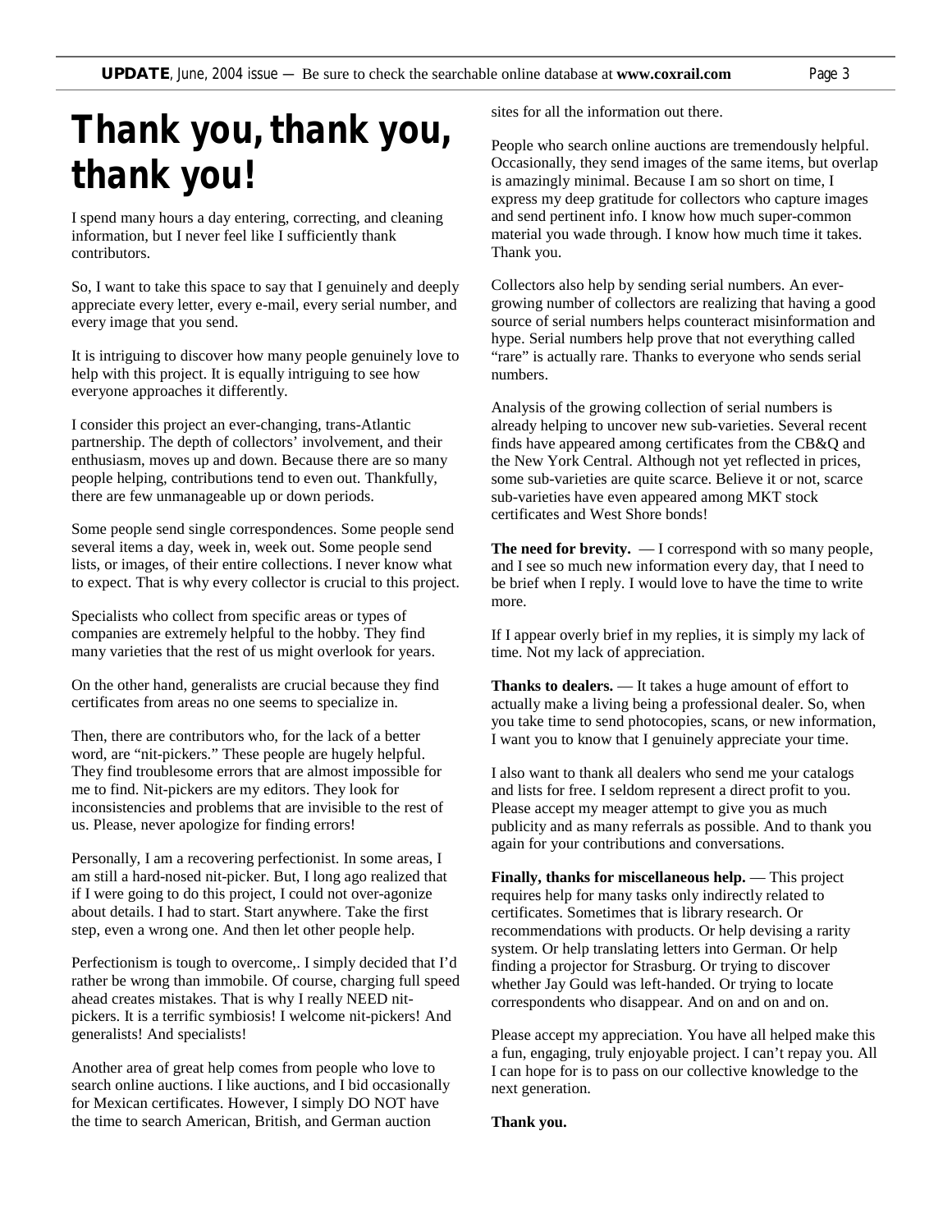# Thank you, thank you, thank you!

I spend many hours a day entering, correcting, and cleaning information, but I never feel like I sufficiently thank contributors.

So, I want to take this space to say that I genuinely and deeply appreciate every letter, every e-mail, every serial number, and every image that you send.

It is intriguing to discover how many people genuinely love to help with this project. It is equally intriguing to see how everyone approaches it differently.

I consider this project an ever-changing, trans-Atlantic partnership. The depth of collectors' involvement, and their enthusiasm, moves up and down. Because there are so many people helping, contributions tend to even out. Thankfully, there are few unmanageable up or down periods.

Some people send single correspondences. Some people send several items a day, week in, week out. Some people send lists, or images, of their entire collections. I never know what to expect. That is why every collector is crucial to this project.

Specialists who collect from specific areas or types of companies are extremely helpful to the hobby. They find many varieties that the rest of us might overlook for years.

On the other hand, generalists are crucial because they find certificates from areas no one seems to specialize in.

Then, there are contributors who, for the lack of a better word, are "nit-pickers." These people are hugely helpful. They find troublesome errors that are almost impossible for me to find. Nit-pickers are my editors. They look for inconsistencies and problems that are invisible to the rest of us. Please, never apologize for finding errors!

Personally, I am a recovering perfectionist. In some areas, I am still a hard-nosed nit-picker. But, I long ago realized that if I were going to do this project, I could not over-agonize about details. I had to start. Start anywhere. Take the first step, even a wrong one. And then let other people help.

Perfectionism is tough to overcome,. I simply decided that I'd rather be wrong than immobile. Of course, charging full speed ahead creates mistakes. That is why I really NEED nit-pickers. It is a terrific symbiosis! I welcome nit-pickers! And generalists! And specialists!

Another area of great help comes from people who love to search online auctions. I like auctions, and I bid occasionally for Mexican certificates. However, I simply DO NOT have the time to search American, British, and German auction sites for all the information out there.

People who search online auctions are tremendously helpful. Occasionally, they send images of the same items, but overlap is amazingly minimal. Because I am so short on time, I express my deep gratitude for collectors who capture images and send pertinent info. I know how much super-common material you wade through. I know how much time it takes. Thank you.

Collectors also help by sending serial numbers. An ever-growing number of collectors are realizing that having a good source of serial numbers helps counteract misinformation and hype. Serial numbers help prove that not everything called "rare" is actually rare. Thanks to everyone who sends serial numbers.

Analysis of the growing collection of serial numbers is already helping to uncover new sub-varieties. Several recent finds have appeared among certificates from the CB&Q and the New York Central. Although not yet reflected in prices, some sub-varieties are quite scarce. Believe it or not, scarce sub-varieties have even appeared among MKT stock certificates and West Shore bonds!

**The need for brevity.** — I correspond with so many people, and I see so much new information every day, that I need to be brief when I reply. I would love to have the time to write more.

If I appear overly brief in my replies, it is simply my lack of time. Not my lack of appreciation.

**Thanks to dealers.** — It takes a huge amount of effort to actually make a living being a professional dealer. So, when you take time to send photocopies, scans, or new information, I want you to know that I genuinely appreciate your time.

I also want to thank all dealers who send me your catalogs and lists for free. I seldom represent a direct profit to you. Please accept my meager attempt to give you as much publicity and as many referrals as possible. And to thank you again for your contributions and conversations.

**Finally, thanks for miscellaneous help.** — This project requires help for many tasks only indirectly related to certificates. Sometimes that is library research. Or recommendations with products. Or help devising a rarity system. Or help translating letters into German. Or help finding a projector for Strasburg. Or trying to discover whether Jay Gould was left-handed. Or trying to locate correspondents who disappear. And on and on and on and on.

Please accept my appreciation. You have all helped make this a fun, engaging, truly enjoyable project. I can't repay you. All I can hope for is to pass on our collective knowledge to the next generation.

**Thank you.**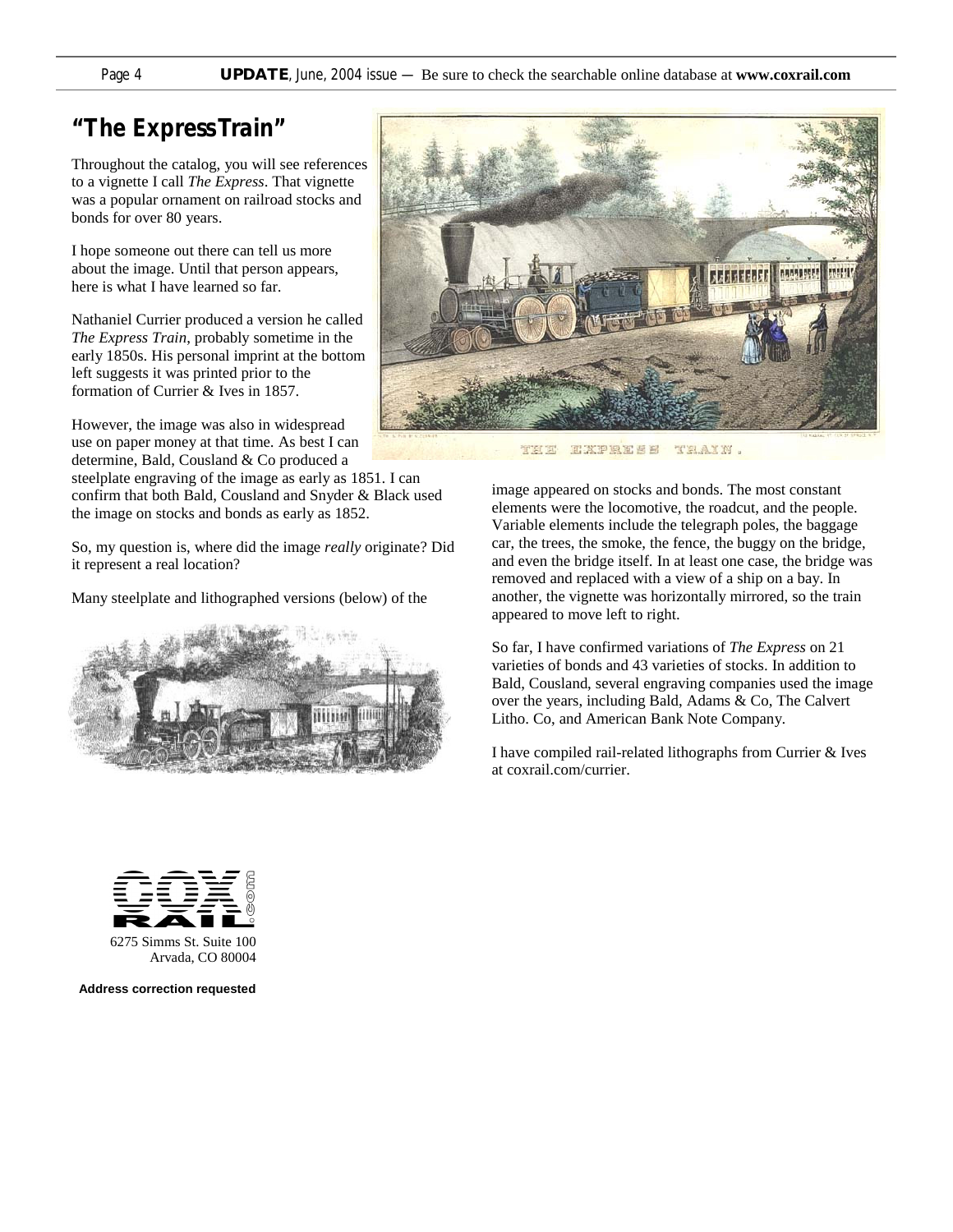## "The ExpressTrain"

Throughout the catalog, you will see references to a vignette I call *The Express*. That vignette was a popular ornament on railroad stocks and bonds for over 80 years.

I hope someone out there can tell us more about the image. Until that person appears, here is what I have learned so far.

Nathaniel Currier produced a version he called *The Express Train*, probably sometime in the early 1850s. His personal imprint at the bottom left suggests it was printed prior to the formation of Currier & Ives in 1857.

However, the image was also in widespread use on paper money at that time. As best I can determine, Bald, Cousland & Co produced a steelplate engraving of the image as early as 1851. I can confirm that both Bald, Cousland and Snyder & Black used the image on stocks and bonds as early as 1852.

So, my question is, where did the image *really* originate? Did it represent a real location?

Many steelplate and lithographed versions (below) of the image appeared on stocks and bonds. The most constant elements were the locomotive, the roadcut, and the people. Variable elements include the telegraph poles, the baggage car, the trees, the smoke, the fence, the buggy on the bridge, and even the bridge itself. In at least one case, the bridge was removed and replaced with a view of a ship on a bay. In another, the vignette was horizontally mirrored, so the train appeared to move left to right.

So far, I have confirmed variations of *The Express* on 21 varieties of bonds and 43 varieties of stocks. In addition to Bald, Cousland, several engraving companies used the image over the years, including Bald, Adams & Co, The Calvert Litho. Co, and American Bank Note Company.

I have compiled rail-related lithographs from Currier & Ives at coxrail.com/currier.

THE EXPRESS TRAIN.

COX RAIL .com

6275 Simms St. Suite 100
Arvada, CO 80004

**Address correction requested**